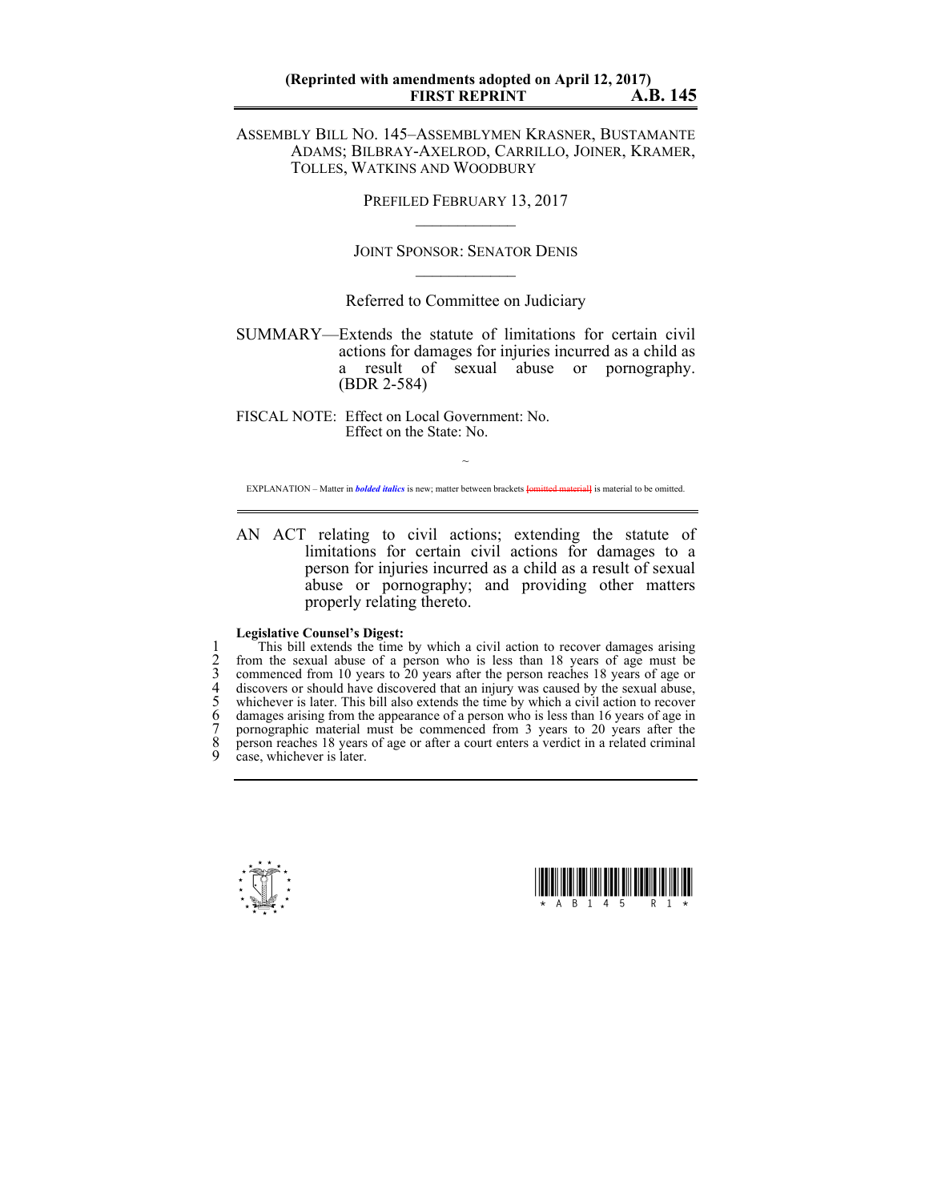**(Reprinted with amendments adopted on April 12, 2017)**
**FIRST REPRINT** **A.B. 145**

ASSEMBLY BILL NO. 145–ASSEMBLYMEN KRASNER, BUSTAMANTE ADAMS; BILBRAY-AXELROD, CARRILLO, JOINER, KRAMER, TOLLES, WATKINS AND WOODBURY

PREFILED FEBRUARY 13, 2017

JOINT SPONSOR: SENATOR DENIS

Referred to Committee on Judiciary

SUMMARY—Extends the statute of limitations for certain civil actions for damages for injuries incurred as a child as a result of sexual abuse or pornography. (BDR 2-584)

FISCAL NOTE: Effect on Local Government: No.
Effect on the State: No.

~

EXPLANATION – Matter in ***bolded italics*** is new; matter between brackets [omitted material] is material to be omitted.

AN ACT relating to civil actions; extending the statute of limitations for certain civil actions for damages to a person for injuries incurred as a child as a result of sexual abuse or pornography; and providing other matters properly relating thereto.

**Legislative Counsel's Digest:**

1 This bill extends the time by which a civil action to recover damages arising
2 from the sexual abuse of a person who is less than 18 years of age must be
3 commenced from 10 years to 20 years after the person reaches 18 years of age or
4 discovers or should have discovered that an injury was caused by the sexual abuse,
5 whichever is later. This bill also extends the time by which a civil action to recover
6 damages arising from the appearance of a person who is less than 16 years of age in
7 pornographic material must be commenced from 3 years to 20 years after the
8 person reaches 18 years of age or after a court enters a verdict in a related criminal
9 case, whichever is later.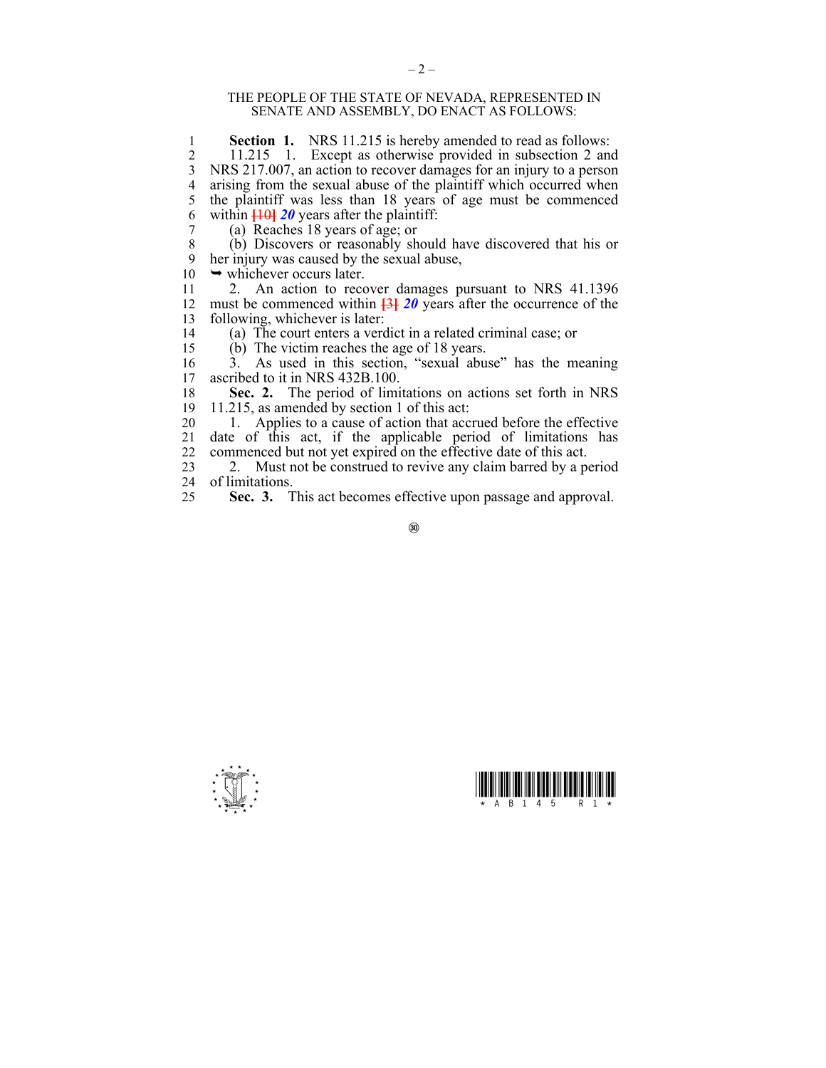THE PEOPLE OF THE STATE OF NEVADA, REPRESENTED IN SENATE AND ASSEMBLY, DO ENACT AS FOLLOWS:

**Section 1.** NRS 11.215 is hereby amended to read as follows:

11.215 1. Except as otherwise provided in subsection 2 and NRS 217.007, an action to recover damages for an injury to a person arising from the sexual abuse of the plaintiff which occurred when the plaintiff was less than 18 years of age must be commenced within ~~[10]~~ ***20*** years after the plaintiff:

(a) Reaches 18 years of age; or

(b) Discovers or reasonably should have discovered that his or her injury was caused by the sexual abuse,

➥ whichever occurs later.

2. An action to recover damages pursuant to NRS 41.1396 must be commenced within ~~[3]~~ ***20*** years after the occurrence of the following, whichever is later:

(a) The court enters a verdict in a related criminal case; or

(b) The victim reaches the age of 18 years.

3. As used in this section, "sexual abuse" has the meaning ascribed to it in NRS 432B.100.

**Sec. 2.** The period of limitations on actions set forth in NRS 11.215, as amended by section 1 of this act:

1. Applies to a cause of action that accrued before the effective date of this act, if the applicable period of limitations has commenced but not yet expired on the effective date of this act.

2. Must not be construed to revive any claim barred by a period of limitations.

**Sec. 3.** This act becomes effective upon passage and approval.

㉚